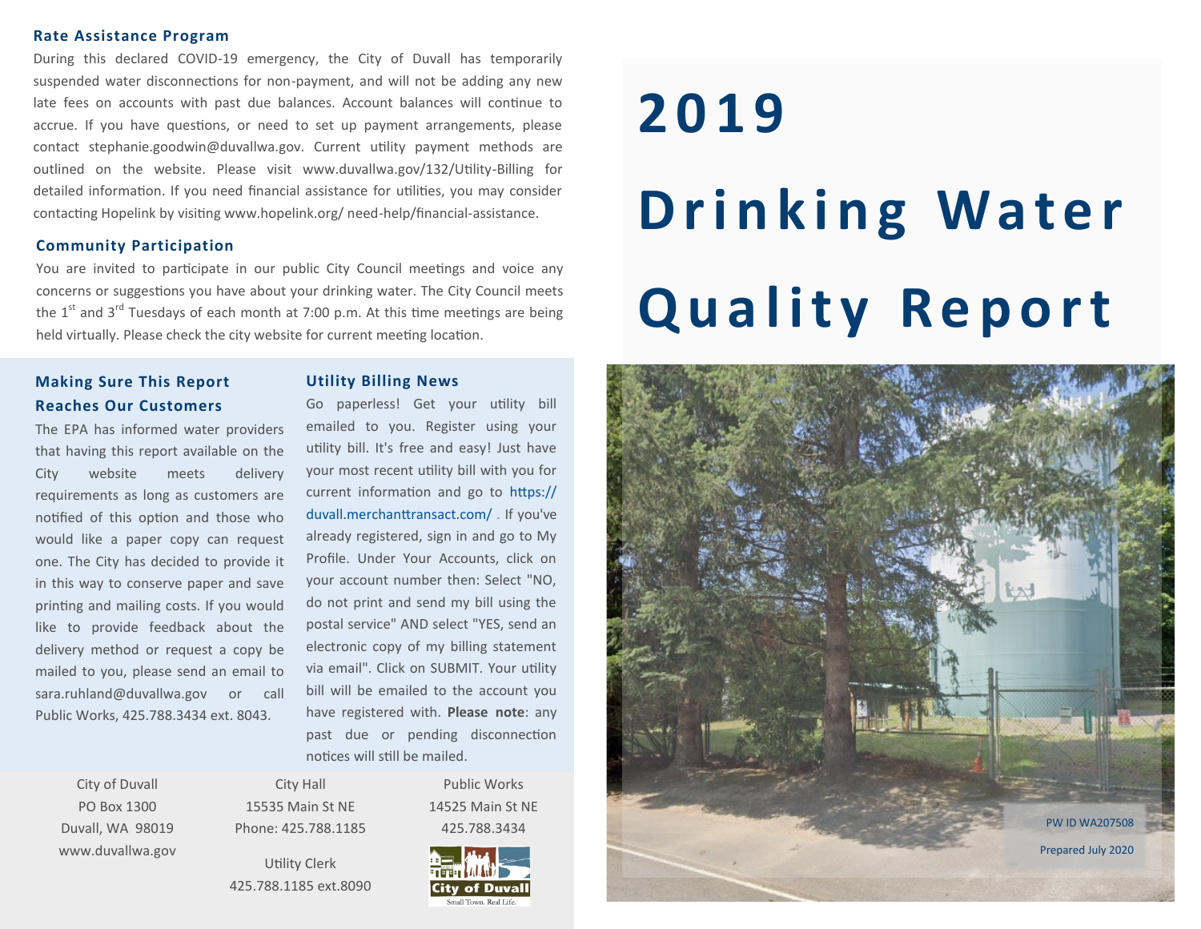# 2019 Drinking Water Quality Report

PW ID WA207508

Prepared July 2020

## Rate Assistance Program

During this declared COVID-19 emergency, the City of Duvall has temporarily suspended water disconnections for non-payment, and will not be adding any new late fees on accounts with past due balances. Account balances will continue to accrue. If you have questions, or need to set up payment arrangements, please contact stephanie.goodwin@duvallwa.gov. Current utility payment methods are outlined on the website. Please visit www.duvallwa.gov/132/Utility-Billing for detailed information. If you need financial assistance for utilities, you may consider contacting Hopelink by visiting www.hopelink.org/ need-help/financial-assistance.

## Community Participation

You are invited to participate in our public City Council meetings and voice any concerns or suggestions you have about your drinking water. The City Council meets the 1st and 3rd Tuesdays of each month at 7:00 p.m. At this time meetings are being held virtually. Please check the city website for current meeting location.

## Making Sure This Report Reaches Our Customers

The EPA has informed water providers that having this report available on the City website meets delivery requirements as long as customers are notified of this option and those who would like a paper copy can request one. The City has decided to provide it in this way to conserve paper and save printing and mailing costs. If you would like to provide feedback about the delivery method or request a copy be mailed to you, please send an email to sara.ruhland@duvallwa.gov or call Public Works, 425.788.3434 ext. 8043.

## Utility Billing News

Go paperless! Get your utility bill emailed to you. Register using your utility bill. It's free and easy! Just have your most recent utility bill with you for current information and go to https://duvall.merchanttransact.com/ . If you've already registered, sign in and go to My Profile. Under Your Accounts, click on your account number then: Select "NO, do not print and send my bill using the postal service" AND select "YES, send an electronic copy of my billing statement via email". Click on SUBMIT. Your utility bill will be emailed to the account you have registered with. **Please note**: any past due or pending disconnection notices will still be mailed.

City of Duvall
PO Box 1300
Duvall, WA 98019
www.duvallwa.gov

City Hall
15535 Main St NE
Phone: 425.788.1185

Utility Clerk
425.788.1185 ext.8090

Public Works
14525 Main St NE
425.788.3434

City of Duvall
Small Town. Real Life.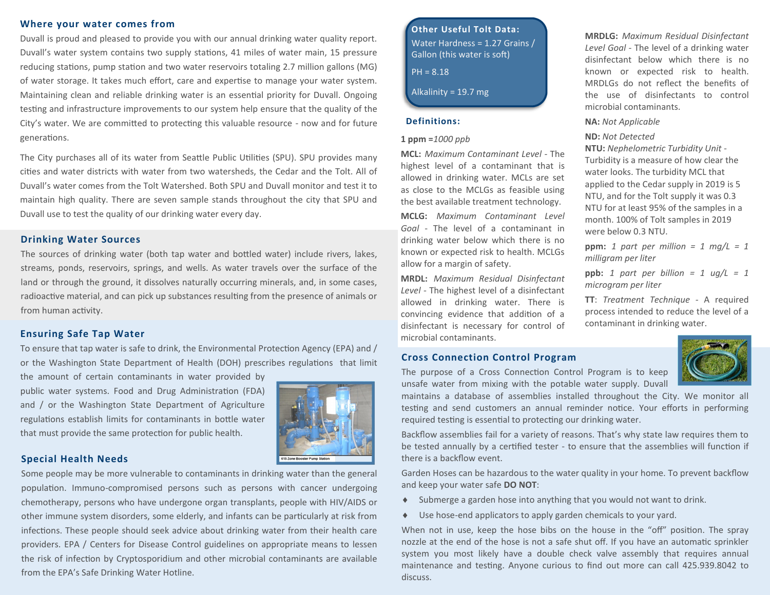## Where your water comes from

Duvall is proud and pleased to provide you with our annual drinking water quality report. Duvall's water system contains two supply stations, 41 miles of water main, 15 pressure reducing stations, pump station and two water reservoirs totaling 2.7 million gallons (MG) of water storage. It takes much effort, care and expertise to manage your water system. Maintaining clean and reliable drinking water is an essential priority for Duvall. Ongoing testing and infrastructure improvements to our system help ensure that the quality of the City's water. We are committed to protecting this valuable resource - now and for future generations.

The City purchases all of its water from Seattle Public Utilities (SPU). SPU provides many cities and water districts with water from two watersheds, the Cedar and the Tolt. All of Duvall's water comes from the Tolt Watershed. Both SPU and Duvall monitor and test it to maintain high quality. There are seven sample stands throughout the city that SPU and Duvall use to test the quality of our drinking water every day.

## Drinking Water Sources

The sources of drinking water (both tap water and bottled water) include rivers, lakes, streams, ponds, reservoirs, springs, and wells. As water travels over the surface of the land or through the ground, it dissolves naturally occurring minerals, and, in some cases, radioactive material, and can pick up substances resulting from the presence of animals or from human activity.

## Ensuring Safe Tap Water

To ensure that tap water is safe to drink, the Environmental Protection Agency (EPA) and / or the Washington State Department of Health (DOH) prescribes regulations that limit the amount of certain contaminants in water provided by public water systems. Food and Drug Administration (FDA) and / or the Washington State Department of Agriculture regulations establish limits for contaminants in bottle water that must provide the same protection for public health.

615 Zone Booster Pump Station

## Special Health Needs

Some people may be more vulnerable to contaminants in drinking water than the general population. Immuno-compromised persons such as persons with cancer undergoing chemotherapy, persons who have undergone organ transplants, people with HIV/AIDS or other immune system disorders, some elderly, and infants can be particularly at risk from infections. These people should seek advice about drinking water from their health care providers. EPA / Centers for Disease Control guidelines on appropriate means to lessen the risk of infection by Cryptosporidium and other microbial contaminants are available from the EPA's Safe Drinking Water Hotline.

### Other Useful Tolt Data:

Water Hardness = 1.27 Grains / Gallon (this water is soft)

PH = 8.18

Alkalinity = 19.7 mg

## Definitions:

**1 ppm** =*1000 ppb*

**MCL:** *Maximum Contaminant Level* - The highest level of a contaminant that is allowed in drinking water. MCLs are set as close to the MCLGs as feasible using the best available treatment technology.

**MCLG:** *Maximum Contaminant Level Goal* - The level of a contaminant in drinking water below which there is no known or expected risk to health. MCLGs allow for a margin of safety.

**MRDL:** *Maximum Residual Disinfectant Level* - The highest level of a disinfectant allowed in drinking water. There is convincing evidence that addition of a disinfectant is necessary for control of microbial contaminants.

**MRDLG:** *Maximum Residual Disinfectant Level Goal* - The level of a drinking water disinfectant below which there is no known or expected risk to health. MRDLGs do not reflect the benefits of the use of disinfectants to control microbial contaminants.

**NA:** *Not Applicable*

**ND:** *Not Detected*

**NTU:** *Nephelometric Turbidity Unit* - Turbidity is a measure of how clear the water looks. The turbidity MCL that applied to the Cedar supply in 2019 is 5 NTU, and for the Tolt supply it was 0.3 NTU for at least 95% of the samples in a month. 100% of Tolt samples in 2019 were below 0.3 NTU.

**ppm:** *1 part per million = 1 mg/L = 1 milligram per liter*

**ppb:** *1 part per billion = 1 ug/L = 1 microgram per liter*

**TT**: *Treatment Technique* - A required process intended to reduce the level of a contaminant in drinking water.

## Cross Connection Control Program

The purpose of a Cross Connection Control Program is to keep unsafe water from mixing with the potable water supply. Duvall maintains a database of assemblies installed throughout the City. We monitor all testing and send customers an annual reminder notice. Your efforts in performing required testing is essential to protecting our drinking water.

Backflow assemblies fail for a variety of reasons. That's why state law requires them to be tested annually by a certified tester - to ensure that the assemblies will function if there is a backflow event.

Garden Hoses can be hazardous to the water quality in your home. To prevent backflow and keep your water safe **DO NOT**:

- Submerge a garden hose into anything that you would not want to drink.
- Use hose-end applicators to apply garden chemicals to your yard.

When not in use, keep the hose bibs on the house in the "off" position. The spray nozzle at the end of the hose is not a safe shut off. If you have an automatic sprinkler system you most likely have a double check valve assembly that requires annual maintenance and testing. Anyone curious to find out more can call 425.939.8042 to discuss.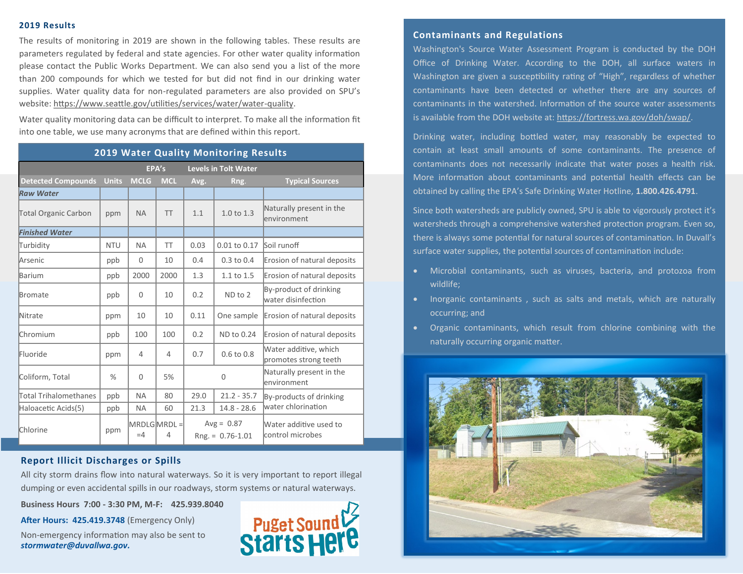## 2019 Results

The results of monitoring in 2019 are shown in the following tables. These results are parameters regulated by federal and state agencies. For other water quality information please contact the Public Works Department. We can also send you a list of the more than 200 compounds for which we tested for but did not find in our drinking water supplies. Water quality data for non-regulated parameters are also provided on SPU's website: https://www.seattle.gov/utilities/services/water/water-quality.

Water quality monitoring data can be difficult to interpret. To make all the information fit into one table, we use many acronyms that are defined within this report.

**2019 Water Quality Monitoring Results**

| | | EPA's | | Levels in Tolt Water | | |
|---|---|---|---|---|---|---|
| **Detected Compounds** | **Units** | **MCLG** | **MCL** | **Avg.** | **Rng.** | **Typical Sources** |
| ***Raw Water*** | | | | | | |
| Total Organic Carbon | ppm | NA | TT | 1.1 | 1.0 to 1.3 | Naturally present in the environment |
| ***Finished Water*** | | | | | | |
| Turbidity | NTU | NA | TT | 0.03 | 0.01 to 0.17 | Soil runoff |
| Arsenic | ppb | 0 | 10 | 0.4 | 0.3 to 0.4 | Erosion of natural deposits |
| Barium | ppb | 2000 | 2000 | 1.3 | 1.1 to 1.5 | Erosion of natural deposits |
| Bromate | ppb | 0 | 10 | 0.2 | ND to 2 | By-product of drinking water disinfection |
| Nitrate | ppm | 10 | 10 | 0.11 | One sample | Erosion of natural deposits |
| Chromium | ppb | 100 | 100 | 0.2 | ND to 0.24 | Erosion of natural deposits |
| Fluoride | ppm | 4 | 4 | 0.7 | 0.6 to 0.8 | Water additive, which promotes strong teeth |
| Coliform, Total | % | 0 | 5% | 0 | | Naturally present in the environment |
| Total Trihalomethanes | ppb | NA | 80 | 29.0 | 21.2 - 35.7 | By-products of drinking water chlorination |
| Haloacetic Acids(5) | ppb | NA | 60 | 21.3 | 14.8 - 28.6 | By-products of drinking water chlorination |
| Chlorine | ppm | MRDLG =4 | MRDL = 4 | Avg = 0.87 | Rng. = 0.76-1.01 | Water additive used to control microbes |

## Report Illicit Discharges or Spills

All city storm drains flow into natural waterways. So it is very important to report illegal dumping or even accidental spills in our roadways, storm systems or natural waterways.

**Business Hours 7:00 - 3:30 PM, M-F: 425.939.8040**

**After Hours: 425.419.3748** (Emergency Only)

Non-emergency information may also be sent to ***stormwater@duvallwa.gov.***

Puget Sound Starts Here

## Contaminants and Regulations

Washington's Source Water Assessment Program is conducted by the DOH Office of Drinking Water. According to the DOH, all surface waters in Washington are given a susceptibility rating of "High", regardless of whether contaminants have been detected or whether there are any sources of contaminants in the watershed. Information of the source water assessments is available from the DOH website at: https://fortress.wa.gov/doh/swap/.

Drinking water, including bottled water, may reasonably be expected to contain at least small amounts of some contaminants. The presence of contaminants does not necessarily indicate that water poses a health risk. More information about contaminants and potential health effects can be obtained by calling the EPA's Safe Drinking Water Hotline, **1.800.426.4791**.

Since both watersheds are publicly owned, SPU is able to vigorously protect it's watersheds through a comprehensive watershed protection program. Even so, there is always some potential for natural sources of contamination. In Duvall's surface water supplies, the potential sources of contamination include:

- Microbial contaminants, such as viruses, bacteria, and protozoa from wildlife;
- Inorganic contaminants , such as salts and metals, which are naturally occurring; and
- Organic contaminants, which result from chlorine combining with the naturally occurring organic matter.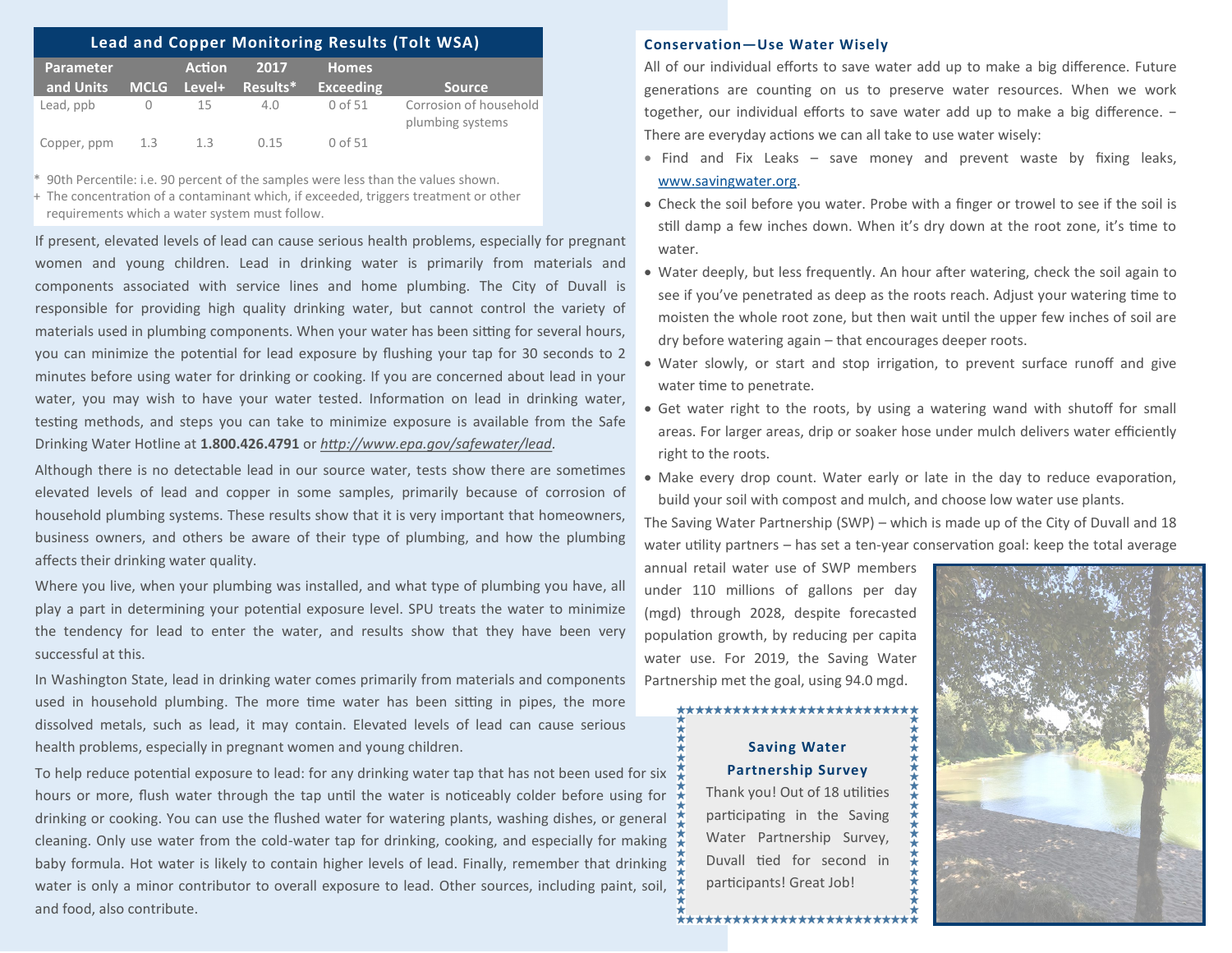## Lead and Copper Monitoring Results (Tolt WSA)

| Parameter and Units | MCLG | Action Level+ | 2017 Results* | Homes Exceeding | Source |
|---|---|---|---|---|---|
| Lead, ppb | 0 | 15 | 4.0 | 0 of 51 | Corrosion of household plumbing systems |
| Copper, ppm | 1.3 | 1.3 | 0.15 | 0 of 51 | |

\* 90th Percentile: i.e. 90 percent of the samples were less than the values shown.
+ The concentration of a contaminant which, if exceeded, triggers treatment or other requirements which a water system must follow.

If present, elevated levels of lead can cause serious health problems, especially for pregnant women and young children. Lead in drinking water is primarily from materials and components associated with service lines and home plumbing. The City of Duvall is responsible for providing high quality drinking water, but cannot control the variety of materials used in plumbing components. When your water has been sitting for several hours, you can minimize the potential for lead exposure by flushing your tap for 30 seconds to 2 minutes before using water for drinking or cooking. If you are concerned about lead in your water, you may wish to have your water tested. Information on lead in drinking water, testing methods, and steps you can take to minimize exposure is available from the Safe Drinking Water Hotline at **1.800.426.4791** or *http://www.epa.gov/safewater/lead*.

Although there is no detectable lead in our source water, tests show there are sometimes elevated levels of lead and copper in some samples, primarily because of corrosion of household plumbing systems. These results show that it is very important that homeowners, business owners, and others be aware of their type of plumbing, and how the plumbing affects their drinking water quality.

Where you live, when your plumbing was installed, and what type of plumbing you have, all play a part in determining your potential exposure level. SPU treats the water to minimize the tendency for lead to enter the water, and results show that they have been very successful at this.

In Washington State, lead in drinking water comes primarily from materials and components used in household plumbing. The more time water has been sitting in pipes, the more dissolved metals, such as lead, it may contain. Elevated levels of lead can cause serious health problems, especially in pregnant women and young children.

To help reduce potential exposure to lead: for any drinking water tap that has not been used for six hours or more, flush water through the tap until the water is noticeably colder before using for drinking or cooking. You can use the flushed water for watering plants, washing dishes, or general cleaning. Only use water from the cold-water tap for drinking, cooking, and especially for making baby formula. Hot water is likely to contain higher levels of lead. Finally, remember that drinking water is only a minor contributor to overall exposure to lead. Other sources, including paint, soil, and food, also contribute.

### Conservation—Use Water Wisely

All of our individual efforts to save water add up to make a big difference. Future generations are counting on us to preserve water resources. When we work together, our individual efforts to save water add up to make a big difference. – There are everyday actions we can all take to use water wisely:

- Find and Fix Leaks – save money and prevent waste by fixing leaks, www.savingwater.org.
- Check the soil before you water. Probe with a finger or trowel to see if the soil is still damp a few inches down. When it's dry down at the root zone, it's time to water.
- Water deeply, but less frequently. An hour after watering, check the soil again to see if you've penetrated as deep as the roots reach. Adjust your watering time to moisten the whole root zone, but then wait until the upper few inches of soil are dry before watering again – that encourages deeper roots.
- Water slowly, or start and stop irrigation, to prevent surface runoff and give water time to penetrate.
- Get water right to the roots, by using a watering wand with shutoff for small areas. For larger areas, drip or soaker hose under mulch delivers water efficiently right to the roots.
- Make every drop count. Water early or late in the day to reduce evaporation, build your soil with compost and mulch, and choose low water use plants.

The Saving Water Partnership (SWP) – which is made up of the City of Duvall and 18 water utility partners – has set a ten-year conservation goal: keep the total average annual retail water use of SWP members under 110 millions of gallons per day (mgd) through 2028, despite forecasted population growth, by reducing per capita water use. For 2019, the Saving Water Partnership met the goal, using 94.0 mgd.

**Saving Water Partnership Survey**

Thank you! Out of 18 utilities participating in the Saving Water Partnership Survey, Duvall tied for second in participants! Great Job!